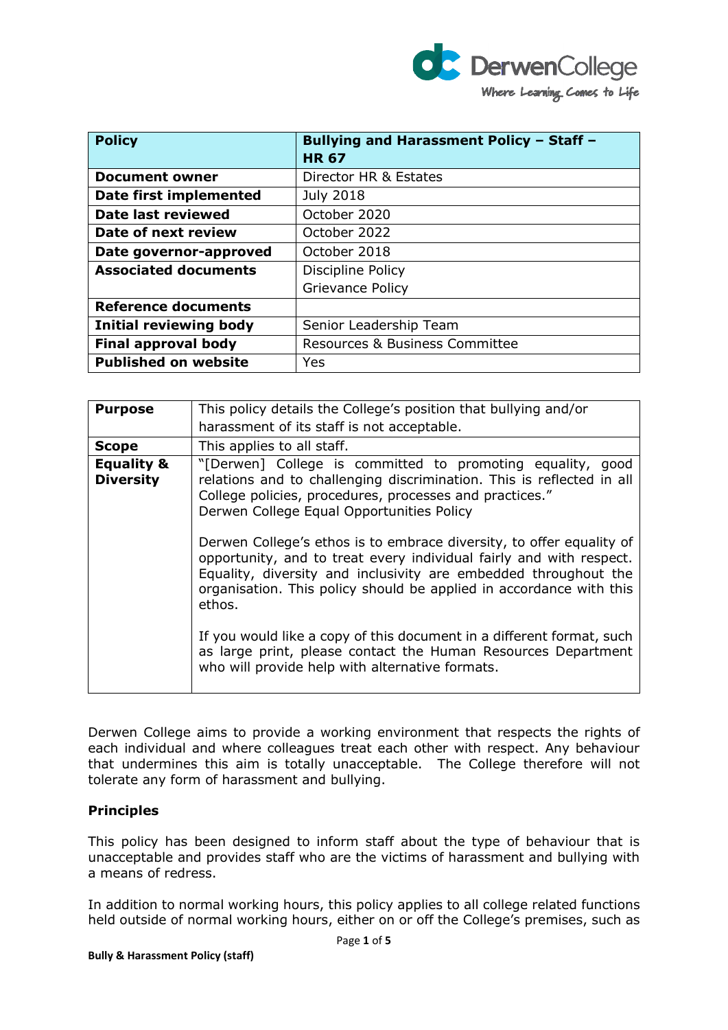| Policy | Bullying and Harassment Policy – Staff – HR 67 |
|---|---|
| **Document owner** | Director HR & Estates |
| **Date first implemented** | July 2018 |
| **Date last reviewed** | October 2020 |
| **Date of next review** | October 2022 |
| **Date governor-approved** | October 2018 |
| **Associated documents** | Discipline Policy<br>Grievance Policy |
| **Reference documents** | |
| **Initial reviewing body** | Senior Leadership Team |
| **Final approval body** | Resources & Business Committee |
| **Published on website** | Yes |

| Purpose | This policy details the College's position that bullying and/or harassment of its staff is not acceptable. |
|---|---|
| **Scope** | This applies to all staff. |
| **Equality & Diversity** | "[Derwen] College is committed to promoting equality, good relations and to challenging discrimination. This is reflected in all College policies, procedures, processes and practices." Derwen College Equal Opportunities Policy<br><br>Derwen College's ethos is to embrace diversity, to offer equality of opportunity, and to treat every individual fairly and with respect. Equality, diversity and inclusivity are embedded throughout the organisation. This policy should be applied in accordance with this ethos.<br><br>If you would like a copy of this document in a different format, such as large print, please contact the Human Resources Department who will provide help with alternative formats. |

Derwen College aims to provide a working environment that respects the rights of each individual and where colleagues treat each other with respect. Any behaviour that undermines this aim is totally unacceptable. The College therefore will not tolerate any form of harassment and bullying.

**Principles**

This policy has been designed to inform staff about the type of behaviour that is unacceptable and provides staff who are the victims of harassment and bullying with a means of redress.

In addition to normal working hours, this policy applies to all college related functions held outside of normal working hours, either on or off the College's premises, such as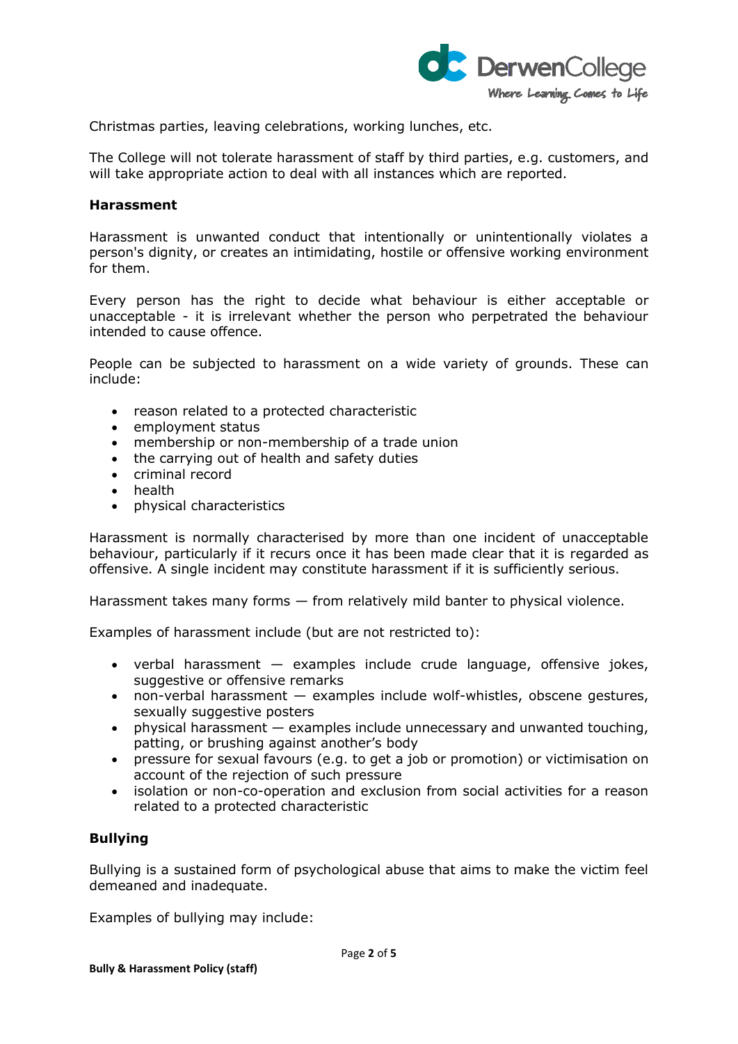Christmas parties, leaving celebrations, working lunches, etc.

The College will not tolerate harassment of staff by third parties, e.g. customers, and will take appropriate action to deal with all instances which are reported.

**Harassment**

Harassment is unwanted conduct that intentionally or unintentionally violates a person's dignity, or creates an intimidating, hostile or offensive working environment for them.

Every person has the right to decide what behaviour is either acceptable or unacceptable - it is irrelevant whether the person who perpetrated the behaviour intended to cause offence.

People can be subjected to harassment on a wide variety of grounds. These can include:

- reason related to a protected characteristic
- employment status
- membership or non-membership of a trade union
- the carrying out of health and safety duties
- criminal record
- health
- physical characteristics

Harassment is normally characterised by more than one incident of unacceptable behaviour, particularly if it recurs once it has been made clear that it is regarded as offensive. A single incident may constitute harassment if it is sufficiently serious.

Harassment takes many forms — from relatively mild banter to physical violence.

Examples of harassment include (but are not restricted to):

- verbal harassment — examples include crude language, offensive jokes, suggestive or offensive remarks
- non-verbal harassment — examples include wolf-whistles, obscene gestures, sexually suggestive posters
- physical harassment — examples include unnecessary and unwanted touching, patting, or brushing against another's body
- pressure for sexual favours (e.g. to get a job or promotion) or victimisation on account of the rejection of such pressure
- isolation or non-co-operation and exclusion from social activities for a reason related to a protected characteristic

**Bullying**

Bullying is a sustained form of psychological abuse that aims to make the victim feel demeaned and inadequate.

Examples of bullying may include: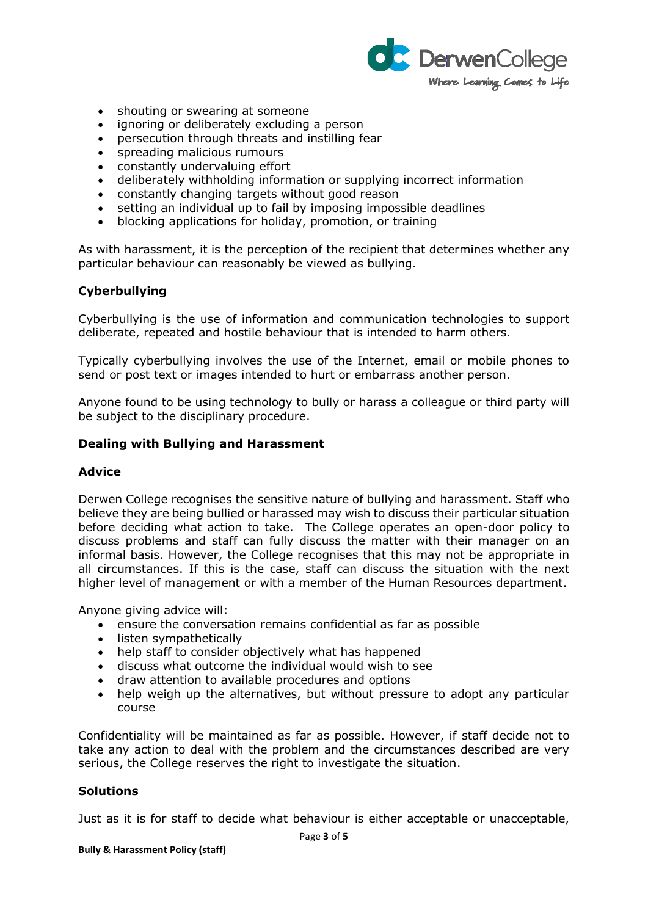- shouting or swearing at someone
- ignoring or deliberately excluding a person
- persecution through threats and instilling fear
- spreading malicious rumours
- constantly undervaluing effort
- deliberately withholding information or supplying incorrect information
- constantly changing targets without good reason
- setting an individual up to fail by imposing impossible deadlines
- blocking applications for holiday, promotion, or training

As with harassment, it is the perception of the recipient that determines whether any particular behaviour can reasonably be viewed as bullying.

### Cyberbullying

Cyberbullying is the use of information and communication technologies to support deliberate, repeated and hostile behaviour that is intended to harm others.

Typically cyberbullying involves the use of the Internet, email or mobile phones to send or post text or images intended to hurt or embarrass another person.

Anyone found to be using technology to bully or harass a colleague or third party will be subject to the disciplinary procedure.

### Dealing with Bullying and Harassment

### Advice

Derwen College recognises the sensitive nature of bullying and harassment. Staff who believe they are being bullied or harassed may wish to discuss their particular situation before deciding what action to take. The College operates an open-door policy to discuss problems and staff can fully discuss the matter with their manager on an informal basis. However, the College recognises that this may not be appropriate in all circumstances. If this is the case, staff can discuss the situation with the next higher level of management or with a member of the Human Resources department.

Anyone giving advice will:

- ensure the conversation remains confidential as far as possible
- listen sympathetically
- help staff to consider objectively what has happened
- discuss what outcome the individual would wish to see
- draw attention to available procedures and options
- help weigh up the alternatives, but without pressure to adopt any particular course

Confidentiality will be maintained as far as possible. However, if staff decide not to take any action to deal with the problem and the circumstances described are very serious, the College reserves the right to investigate the situation.

### Solutions

Just as it is for staff to decide what behaviour is either acceptable or unacceptable,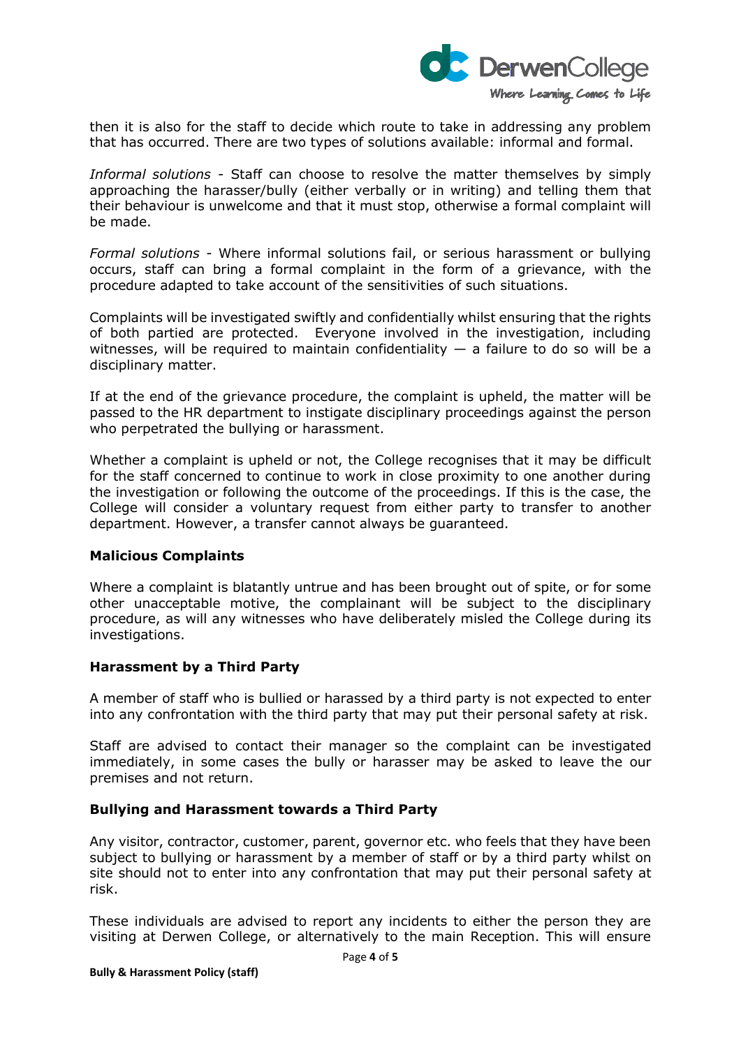then it is also for the staff to decide which route to take in addressing any problem that has occurred. There are two types of solutions available: informal and formal.

*Informal solutions* - Staff can choose to resolve the matter themselves by simply approaching the harasser/bully (either verbally or in writing) and telling them that their behaviour is unwelcome and that it must stop, otherwise a formal complaint will be made.

*Formal solutions* - Where informal solutions fail, or serious harassment or bullying occurs, staff can bring a formal complaint in the form of a grievance, with the procedure adapted to take account of the sensitivities of such situations.

Complaints will be investigated swiftly and confidentially whilst ensuring that the rights of both partied are protected. Everyone involved in the investigation, including witnesses, will be required to maintain confidentiality — a failure to do so will be a disciplinary matter.

If at the end of the grievance procedure, the complaint is upheld, the matter will be passed to the HR department to instigate disciplinary proceedings against the person who perpetrated the bullying or harassment.

Whether a complaint is upheld or not, the College recognises that it may be difficult for the staff concerned to continue to work in close proximity to one another during the investigation or following the outcome of the proceedings. If this is the case, the College will consider a voluntary request from either party to transfer to another department. However, a transfer cannot always be guaranteed.

**Malicious Complaints**

Where a complaint is blatantly untrue and has been brought out of spite, or for some other unacceptable motive, the complainant will be subject to the disciplinary procedure, as will any witnesses who have deliberately misled the College during its investigations.

**Harassment by a Third Party**

A member of staff who is bullied or harassed by a third party is not expected to enter into any confrontation with the third party that may put their personal safety at risk.

Staff are advised to contact their manager so the complaint can be investigated immediately, in some cases the bully or harasser may be asked to leave the our premises and not return.

**Bullying and Harassment towards a Third Party**

Any visitor, contractor, customer, parent, governor etc. who feels that they have been subject to bullying or harassment by a member of staff or by a third party whilst on site should not to enter into any confrontation that may put their personal safety at risk.

These individuals are advised to report any incidents to either the person they are visiting at Derwen College, or alternatively to the main Reception. This will ensure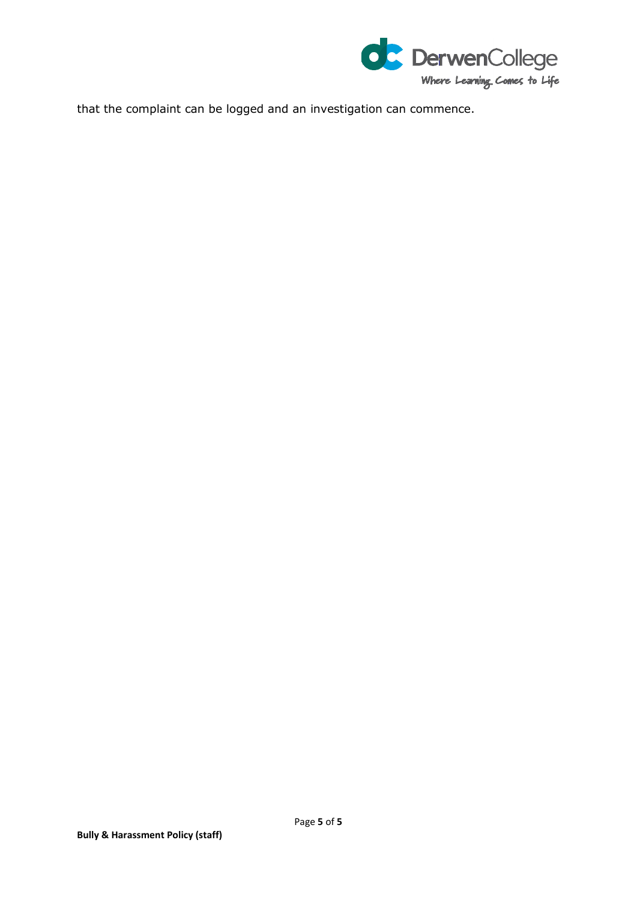that the complaint can be logged and an investigation can commence.